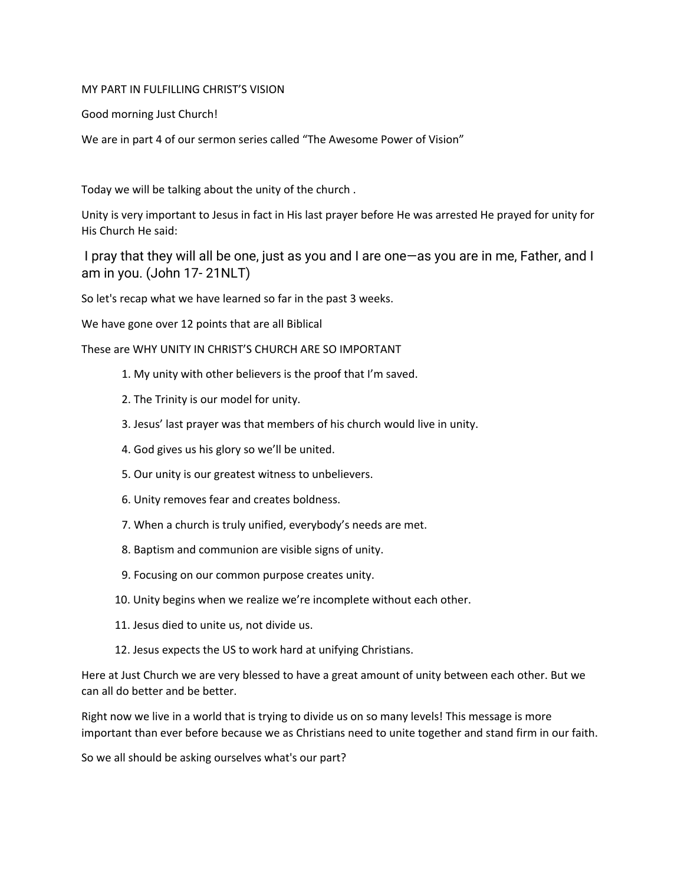# MY PART IN FULFILLING CHRIST'S VISION

Good morning Just Church!

We are in part 4 of our sermon series called "The Awesome Power of Vision"

Today we will be talking about the unity of the church .

Unity is very important to Jesus in fact in His last prayer before He was arrested He prayed for unity for His Church He said:

I pray that they will all be one, just as you and I are one—as you are in me, Father, and I am in you. (John 17- 21NLT)

So let's recap what we have learned so far in the past 3 weeks.

We have gone over 12 points that are all Biblical

These are WHY UNITY IN CHRIST'S CHURCH ARE SO IMPORTANT

1. My unity with other believers is the proof that I'm saved.
2. The Trinity is our model for unity.
3. Jesus' last prayer was that members of his church would live in unity.
4. God gives us his glory so we'll be united.
5. Our unity is our greatest witness to unbelievers.
6. Unity removes fear and creates boldness.
7. When a church is truly unified, everybody's needs are met.
8. Baptism and communion are visible signs of unity.
9. Focusing on our common purpose creates unity.
10. Unity begins when we realize we're incomplete without each other.
11. Jesus died to unite us, not divide us.
12. Jesus expects the US to work hard at unifying Christians.

Here at Just Church we are very blessed to have a great amount of unity between each other. But we can all do better and be better.

Right now we live in a world that is trying to divide us on so many levels! This message is more important than ever before because we as Christians need to unite together and stand firm in our faith.

So we all should be asking ourselves what's our part?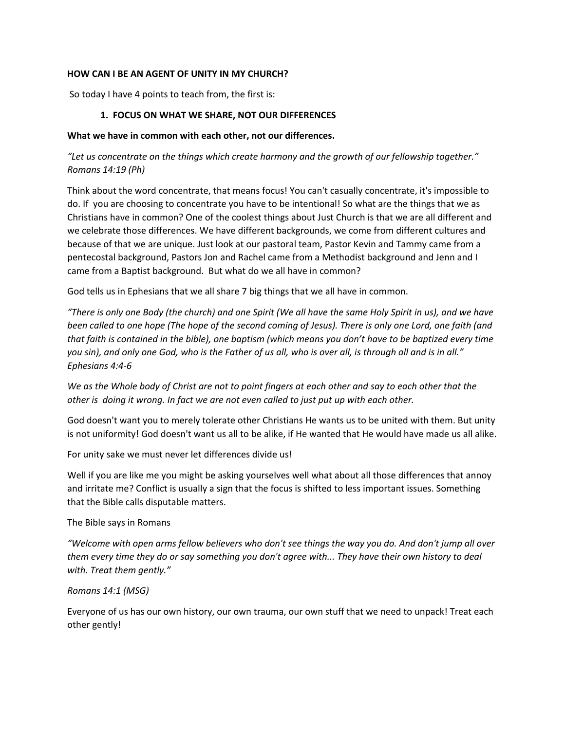**HOW CAN I BE AN AGENT OF UNITY IN MY CHURCH?**

So today I have 4 points to teach from, the first is:

1. **FOCUS ON WHAT WE SHARE, NOT OUR DIFFERENCES**

**What we have in common with each other, not our differences.**

*"Let us concentrate on the things which create harmony and the growth of our fellowship together." Romans 14:19 (Ph)*

Think about the word concentrate, that means focus! You can't casually concentrate, it's impossible to do. If you are choosing to concentrate you have to be intentional! So what are the things that we as Christians have in common? One of the coolest things about Just Church is that we are all different and we celebrate those differences. We have different backgrounds, we come from different cultures and because of that we are unique. Just look at our pastoral team, Pastor Kevin and Tammy came from a pentecostal background, Pastors Jon and Rachel came from a Methodist background and Jenn and I came from a Baptist background. But what do we all have in common?

God tells us in Ephesians that we all share 7 big things that we all have in common.

*"There is only one Body (the church) and one Spirit (We all have the same Holy Spirit in us), and we have been called to one hope (The hope of the second coming of Jesus). There is only one Lord, one faith (and that faith is contained in the bible), one baptism (which means you don't have to be baptized every time you sin), and only one God, who is the Father of us all, who is over all, is through all and is in all." Ephesians 4:4-6*

*We as the Whole body of Christ are not to point fingers at each other and say to each other that the other is doing it wrong. In fact we are not even called to just put up with each other.*

God doesn't want you to merely tolerate other Christians He wants us to be united with them. But unity is not uniformity! God doesn't want us all to be alike, if He wanted that He would have made us all alike.

For unity sake we must never let differences divide us!

Well if you are like me you might be asking yourselves well what about all those differences that annoy and irritate me? Conflict is usually a sign that the focus is shifted to less important issues. Something that the Bible calls disputable matters.

The Bible says in Romans

*"Welcome with open arms fellow believers who don't see things the way you do. And don't jump all over them every time they do or say something you don't agree with... They have their own history to deal with. Treat them gently."*

*Romans 14:1 (MSG)*

Everyone of us has our own history, our own trauma, our own stuff that we need to unpack! Treat each other gently!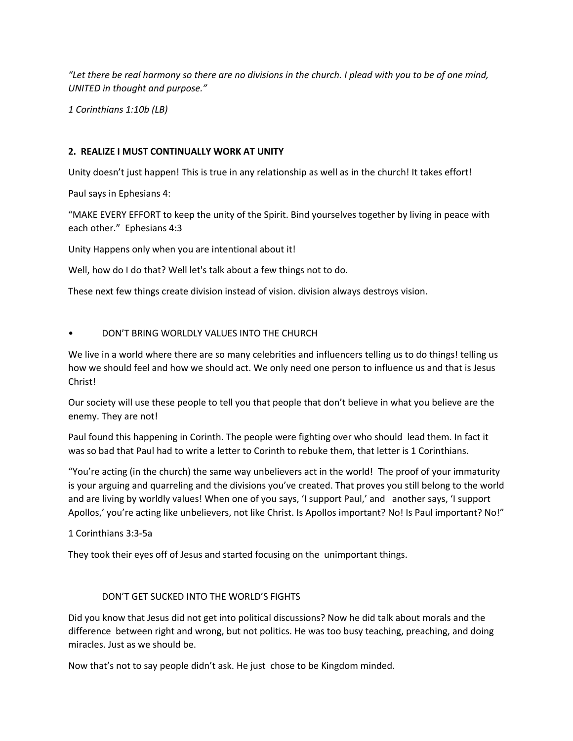*"Let there be real harmony so there are no divisions in the church. I plead with you to be of one mind, UNITED in thought and purpose."*

*1 Corinthians 1:10b (LB)*

**2. REALIZE I MUST CONTINUALLY WORK AT UNITY**

Unity doesn't just happen! This is true in any relationship as well as in the church! It takes effort!

Paul says in Ephesians 4:

"MAKE EVERY EFFORT to keep the unity of the Spirit. Bind yourselves together by living in peace with each other." Ephesians 4:3

Unity Happens only when you are intentional about it!

Well, how do I do that? Well let's talk about a few things not to do.

These next few things create division instead of vision. division always destroys vision.

- DON'T BRING WORLDLY VALUES INTO THE CHURCH

We live in a world where there are so many celebrities and influencers telling us to do things! telling us how we should feel and how we should act. We only need one person to influence us and that is Jesus Christ!

Our society will use these people to tell you that people that don't believe in what you believe are the enemy. They are not!

Paul found this happening in Corinth. The people were fighting over who should lead them. In fact it was so bad that Paul had to write a letter to Corinth to rebuke them, that letter is 1 Corinthians.

"You're acting (in the church) the same way unbelievers act in the world! The proof of your immaturity is your arguing and quarreling and the divisions you've created. That proves you still belong to the world and are living by worldly values! When one of you says, 'I support Paul,' and another says, 'I support Apollos,' you're acting like unbelievers, not like Christ. Is Apollos important? No! Is Paul important? No!"

1 Corinthians 3:3-5a

They took their eyes off of Jesus and started focusing on the unimportant things.

DON'T GET SUCKED INTO THE WORLD'S FIGHTS

Did you know that Jesus did not get into political discussions? Now he did talk about morals and the difference between right and wrong, but not politics. He was too busy teaching, preaching, and doing miracles. Just as we should be.

Now that's not to say people didn't ask. He just chose to be Kingdom minded.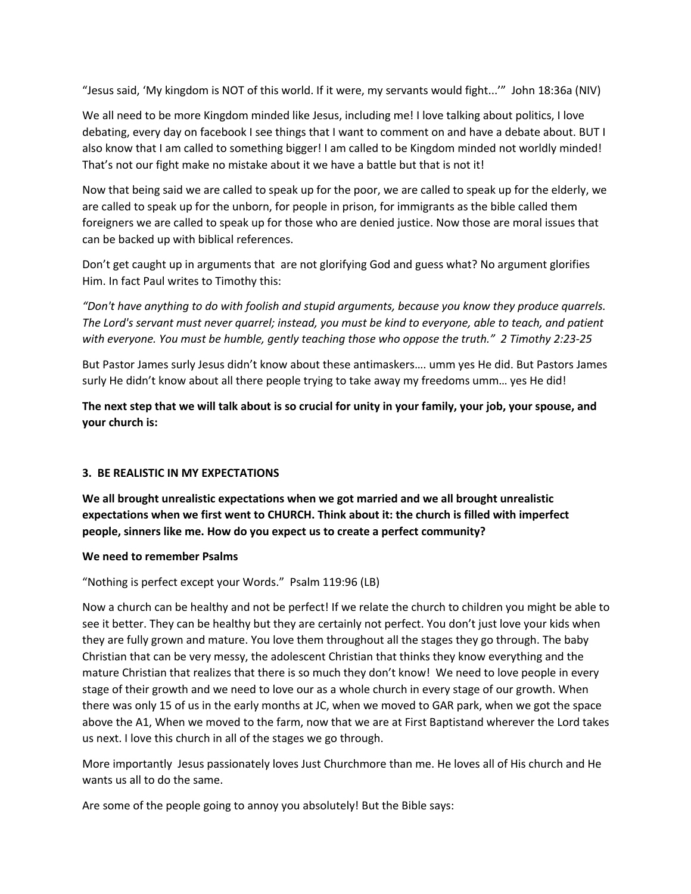"Jesus said, 'My kingdom is NOT of this world. If it were, my servants would fight...'" John 18:36a (NIV)

We all need to be more Kingdom minded like Jesus, including me! I love talking about politics, I love debating, every day on facebook I see things that I want to comment on and have a debate about. BUT I also know that I am called to something bigger! I am called to be Kingdom minded not worldly minded! That's not our fight make no mistake about it we have a battle but that is not it!

Now that being said we are called to speak up for the poor, we are called to speak up for the elderly, we are called to speak up for the unborn, for people in prison, for immigrants as the bible called them foreigners we are called to speak up for those who are denied justice. Now those are moral issues that can be backed up with biblical references.

Don't get caught up in arguments that are not glorifying God and guess what? No argument glorifies Him. In fact Paul writes to Timothy this:

*"Don't have anything to do with foolish and stupid arguments, because you know they produce quarrels. The Lord's servant must never quarrel; instead, you must be kind to everyone, able to teach, and patient with everyone. You must be humble, gently teaching those who oppose the truth." 2 Timothy 2:23-25*

But Pastor James surly Jesus didn't know about these antimaskers…. umm yes He did. But Pastors James surly He didn't know about all there people trying to take away my freedoms umm… yes He did!

**The next step that we will talk about is so crucial for unity in your family, your job, your spouse, and your church is:**

**3. BE REALISTIC IN MY EXPECTATIONS**

**We all brought unrealistic expectations when we got married and we all brought unrealistic expectations when we first went to CHURCH. Think about it: the church is filled with imperfect people, sinners like me. How do you expect us to create a perfect community?**

**We need to remember Psalms**

"Nothing is perfect except your Words." Psalm 119:96 (LB)

Now a church can be healthy and not be perfect! If we relate the church to children you might be able to see it better. They can be healthy but they are certainly not perfect. You don't just love your kids when they are fully grown and mature. You love them throughout all the stages they go through. The baby Christian that can be very messy, the adolescent Christian that thinks they know everything and the mature Christian that realizes that there is so much they don't know! We need to love people in every stage of their growth and we need to love our as a whole church in every stage of our growth. When there was only 15 of us in the early months at JC, when we moved to GAR park, when we got the space above the A1, When we moved to the farm, now that we are at First Baptistand wherever the Lord takes us next. I love this church in all of the stages we go through.

More importantly Jesus passionately loves Just Churchmore than me. He loves all of His church and He wants us all to do the same.

Are some of the people going to annoy you absolutely! But the Bible says: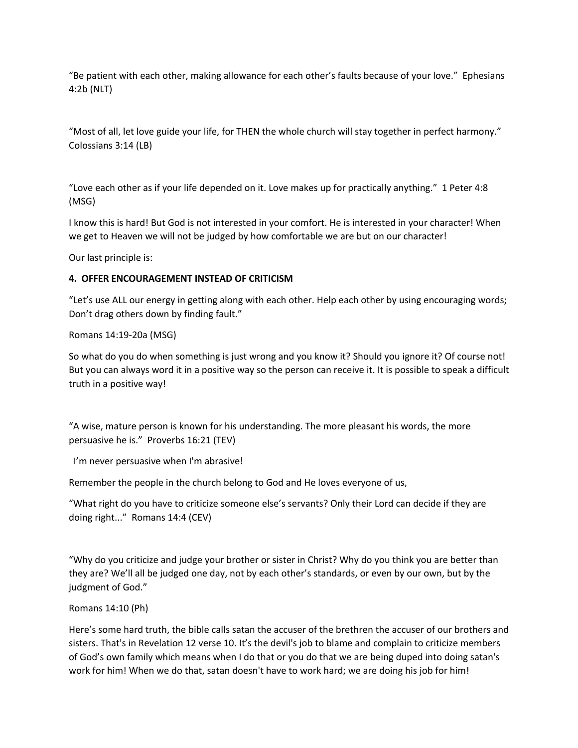“Be patient with each other, making allowance for each other’s faults because of your love.” Ephesians 4:2b (NLT)

“Most of all, let love guide your life, for THEN the whole church will stay together in perfect harmony.” Colossians 3:14 (LB)

“Love each other as if your life depended on it. Love makes up for practically anything.” 1 Peter 4:8 (MSG)

I know this is hard! But God is not interested in your comfort. He is interested in your character! When we get to Heaven we will not be judged by how comfortable we are but on our character!

Our last principle is:

**4. OFFER ENCOURAGEMENT INSTEAD OF CRITICISM**

“Let’s use ALL our energy in getting along with each other. Help each other by using encouraging words; Don’t drag others down by finding fault.”

Romans 14:19-20a (MSG)

So what do you do when something is just wrong and you know it? Should you ignore it? Of course not! But you can always word it in a positive way so the person can receive it. It is possible to speak a difficult truth in a positive way!

“A wise, mature person is known for his understanding. The more pleasant his words, the more persuasive he is.” Proverbs 16:21 (TEV)

I’m never persuasive when I'm abrasive!

Remember the people in the church belong to God and He loves everyone of us,

“What right do you have to criticize someone else’s servants? Only their Lord can decide if they are doing right...” Romans 14:4 (CEV)

“Why do you criticize and judge your brother or sister in Christ? Why do you think you are better than they are? We’ll all be judged one day, not by each other’s standards, or even by our own, but by the judgment of God.”

Romans 14:10 (Ph)

Here’s some hard truth, the bible calls satan the accuser of the brethren the accuser of our brothers and sisters. That's in Revelation 12 verse 10. It’s the devil's job to blame and complain to criticize members of God’s own family which means when I do that or you do that we are being duped into doing satan's work for him! When we do that, satan doesn't have to work hard; we are doing his job for him!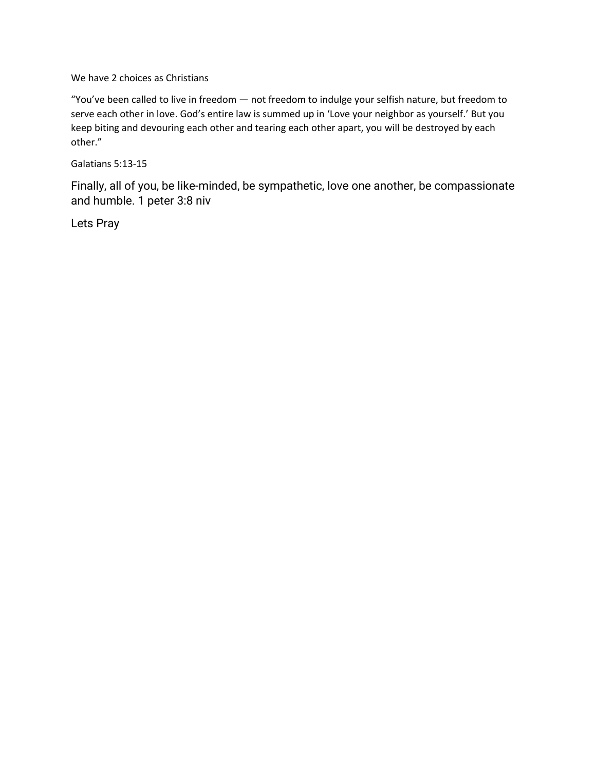We have 2 choices as Christians

“You’ve been called to live in freedom — not freedom to indulge your selfish nature, but freedom to serve each other in love. God’s entire law is summed up in ‘Love your neighbor as yourself.’ But you keep biting and devouring each other and tearing each other apart, you will be destroyed by each other.”

Galatians 5:13-15

Finally, all of you, be like-minded, be sympathetic, love one another, be compassionate and humble. 1 peter 3:8 niv

Lets Pray